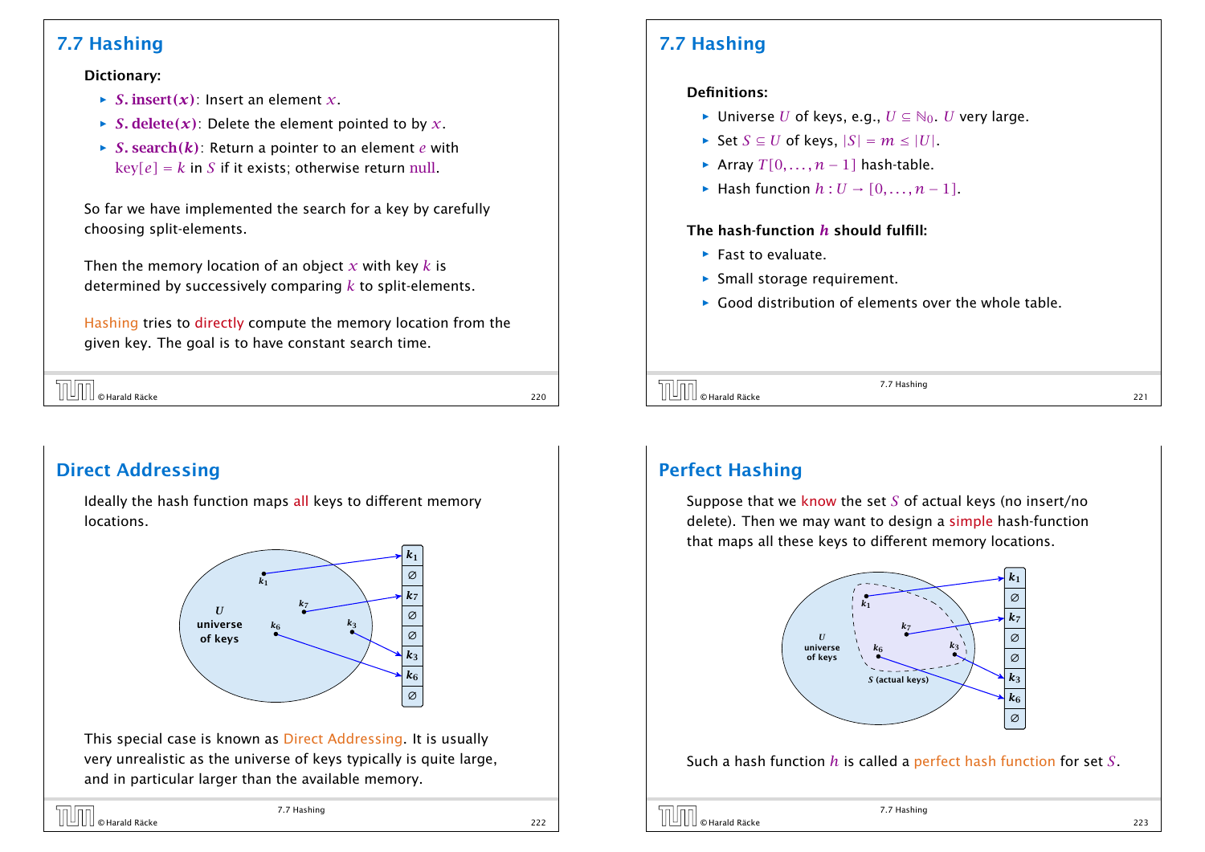## 7.7 Hashing

**Dictionary:**

- $S.\text{insert}(x)$: Insert an element $x$.
- $S.\text{delete}(x)$: Delete the element pointed to by $x$.
- $S.\text{search}(k)$: Return a pointer to an element $e$ with $\text{key}[e] = k$ in $S$ if it exists; otherwise return null.

So far we have implemented the search for a key by carefully choosing split-elements.

Then the memory location of an object $x$ with key $k$ is determined by successively comparing $k$ to split-elements.

Hashing tries to directly compute the memory location from the given key. The goal is to have constant search time.

## 7.7 Hashing

**Definitions:**

- Universe $U$ of keys, e.g., $U \subseteq \mathbb{N}_0$. $U$ very large.
- Set $S \subseteq U$ of keys, $|S| = m \leq |U|$.
- Array $T[0, \ldots, n-1]$ hash-table.
- Hash function $h : U \to [0, \ldots, n-1]$.

**The hash-function $h$ should fulfill:**

- Fast to evaluate.
- Small storage requirement.
- Good distribution of elements over the whole table.

## Direct Addressing

Ideally the hash function maps all keys to different memory locations.

This special case is known as Direct Addressing. It is usually very unrealistic as the universe of keys typically is quite large, and in particular larger than the available memory.

## Perfect Hashing

Suppose that we know the set $S$ of actual keys (no insert/no delete). Then we may want to design a simple hash-function that maps all these keys to different memory locations.

Such a hash function $h$ is called a perfect hash function for set $S$.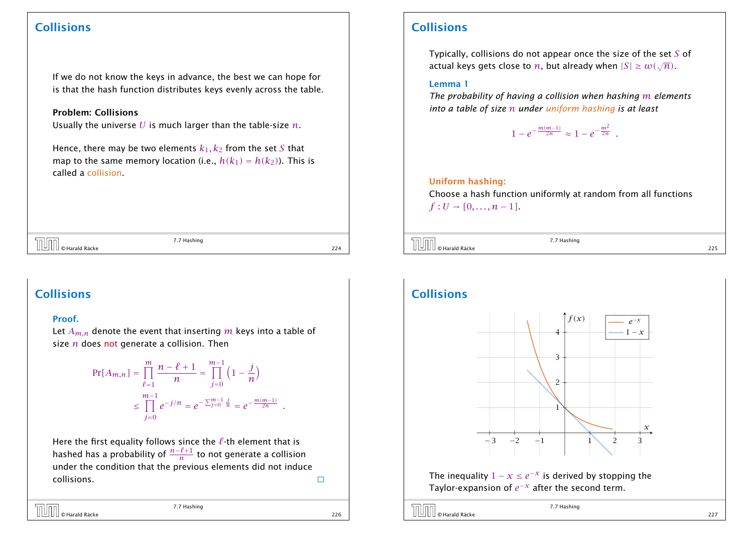## Collisions

If we do not know the keys in advance, the best we can hope for is that the hash function distributes keys evenly across the table.

**Problem: Collisions**
Usually the universe $U$ is much larger than the table-size $n$.

Hence, there may be two elements $k_1, k_2$ from the set $S$ that map to the same memory location (i.e., $h(k_1) = h(k_2)$). This is called a collision.

## Collisions

Typically, collisions do not appear once the size of the set $S$ of actual keys gets close to $n$, but already when $|S| \geq \omega(\sqrt{n})$.

**Lemma 1**
*The probability of having a collision when hashing $m$ elements into a table of size $n$ under uniform hashing is at least*

$$1 - e^{-\frac{m(m-1)}{2n}} \approx 1 - e^{-\frac{m^2}{2n}} \ .$$

**Uniform hashing**:
Choose a hash function uniformly at random from all functions $f : U \to [0, \ldots, n-1]$.

## Collisions

**Proof.**
Let $A_{m,n}$ denote the event that inserting $m$ keys into a table of size $n$ does not generate a collision. Then

$$\Pr[A_{m,n}] = \prod_{\ell=1}^{m} \frac{n-\ell+1}{n} = \prod_{j=0}^{m-1} \left(1 - \frac{j}{n}\right)$$
$$\leq \prod_{j=0}^{m-1} e^{-j/n} = e^{-\sum_{j=0}^{m-1} \frac{j}{n}} = e^{-\frac{m(m-1)}{2n}} \ .$$

Here the first equality follows since the $\ell$-th element that is hashed has a probability of $\frac{n-\ell+1}{n}$ to not generate a collision under the condition that the previous elements did not induce collisions. □

## Collisions

The inequality $1 - x \leq e^{-x}$ is derived by stopping the Taylor-expansion of $e^{-x}$ after the second term.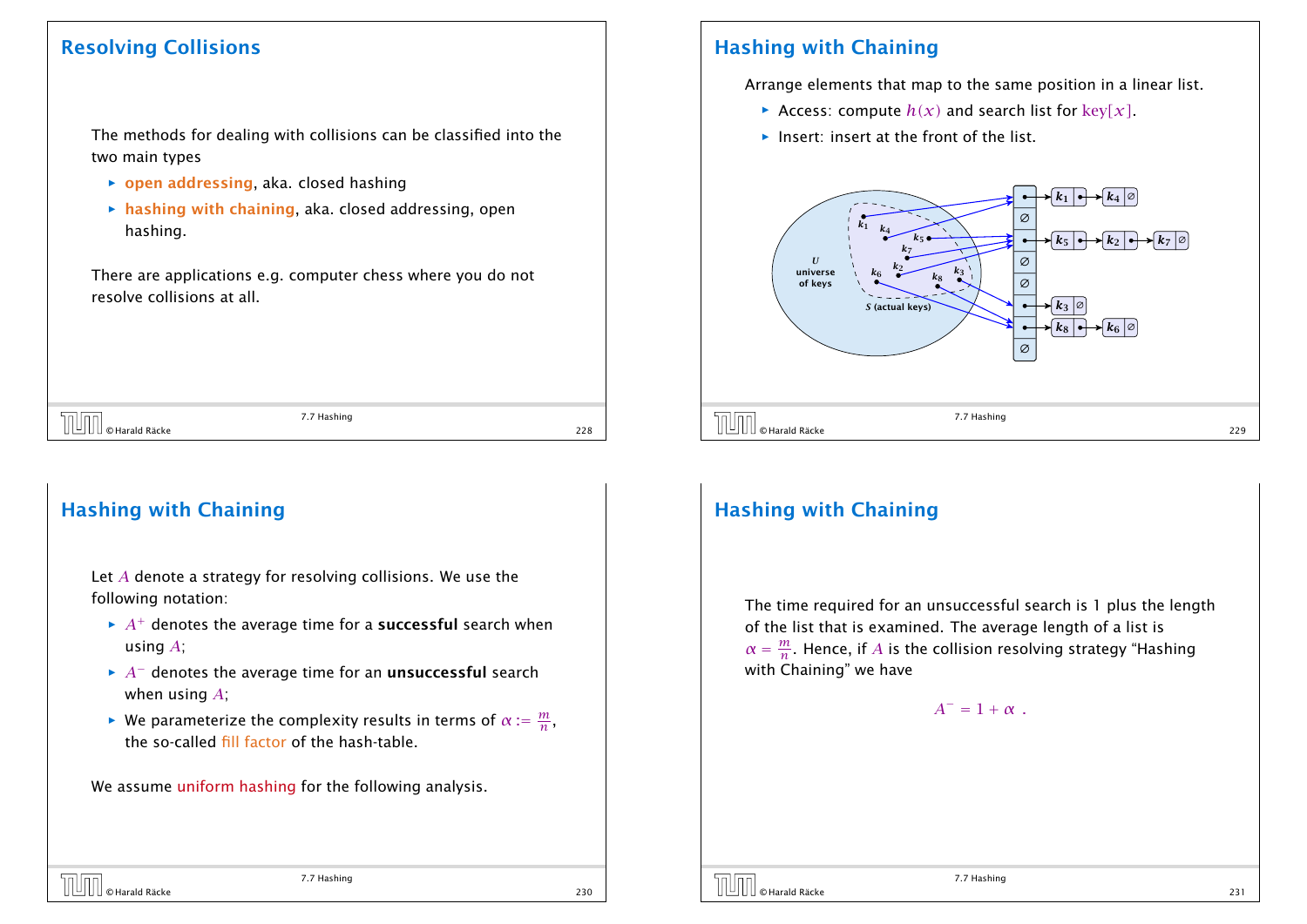## Resolving Collisions

The methods for dealing with collisions can be classified into the two main types

- **open addressing**, aka. closed hashing
- **hashing with chaining**, aka. closed addressing, open hashing.

There are applications e.g. computer chess where you do not resolve collisions at all.

## Hashing with Chaining

Arrange elements that map to the same position in a linear list.

- Access: compute $h(x)$ and search list for $\text{key}[x]$.
- Insert: insert at the front of the list.

## Hashing with Chaining

Let $A$ denote a strategy for resolving collisions. We use the following notation:

- $A^+$ denotes the average time for a **successful** search when using $A$;
- $A^-$ denotes the average time for an **unsuccessful** search when using $A$;
- We parameterize the complexity results in terms of $\alpha := \frac{m}{n}$, the so-called fill factor of the hash-table.

We assume uniform hashing for the following analysis.

## Hashing with Chaining

The time required for an unsuccessful search is 1 plus the length of the list that is examined. The average length of a list is $\alpha = \frac{m}{n}$. Hence, if $A$ is the collision resolving strategy "Hashing with Chaining" we have

$$A^- = 1 + \alpha \ .$$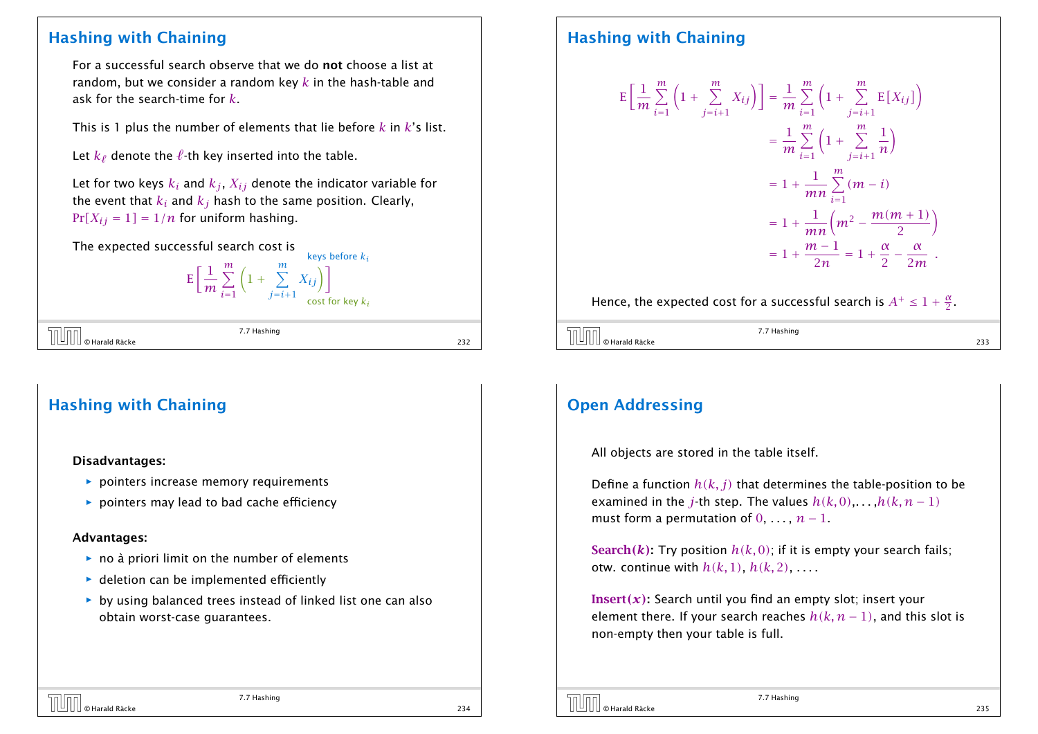## Hashing with Chaining

For a successful search observe that we do **not** choose a list at random, but we consider a random key $k$ in the hash-table and ask for the search-time for $k$.

This is 1 plus the number of elements that lie before $k$ in $k$'s list.

Let $k_\ell$ denote the $\ell$-th key inserted into the table.

Let for two keys $k_i$ and $k_j$, $X_{ij}$ denote the indicator variable for the event that $k_i$ and $k_j$ hash to the same position. Clearly, $\Pr[X_{ij} = 1] = 1/n$ for uniform hashing.

The expected successful search cost is

$$\mathrm{E}\Big[\frac{1}{m}\sum_{i=1}^{m}\Big(1 + \underbrace{\sum_{j=i+1}^{m} X_{ij}}_{\text{keys before } k_i}\Big)\Big]$$

where $\Big(1 + \sum_{j=i+1}^{m} X_{ij}\Big)$ is the cost for key $k_i$.

## Hashing with Chaining

$$\begin{aligned}
\mathrm{E}\Big[\frac{1}{m}\sum_{i=1}^{m}\Big(1 + \sum_{j=i+1}^{m} X_{ij}\Big)\Big] &= \frac{1}{m}\sum_{i=1}^{m}\Big(1 + \sum_{j=i+1}^{m} \mathrm{E}[X_{ij}]\Big) \\
&= \frac{1}{m}\sum_{i=1}^{m}\Big(1 + \sum_{j=i+1}^{m} \frac{1}{n}\Big) \\
&= 1 + \frac{1}{mn}\sum_{i=1}^{m}(m-i) \\
&= 1 + \frac{1}{mn}\Big(m^2 - \frac{m(m+1)}{2}\Big) \\
&= 1 + \frac{m-1}{2n} = 1 + \frac{\alpha}{2} - \frac{\alpha}{2m} .
\end{aligned}$$

Hence, the expected cost for a successful search is $A^+ \le 1 + \frac{\alpha}{2}$.

## Hashing with Chaining

**Disadvantages:**

- pointers increase memory requirements
- pointers may lead to bad cache efficiency

**Advantages:**

- no à priori limit on the number of elements
- deletion can be implemented efficiently
- by using balanced trees instead of linked list one can also obtain worst-case guarantees.

## Open Addressing

All objects are stored in the table itself.

Define a function $h(k,j)$ that determines the table-position to be examined in the $j$-th step. The values $h(k,0)$,...,$h(k,n-1)$ must form a permutation of $0,\ldots,n-1$.

**Search($k$):** Try position $h(k,0)$; if it is empty your search fails; otw. continue with $h(k,1)$, $h(k,2)$, ....

**Insert($x$):** Search until you find an empty slot; insert your element there. If your search reaches $h(k,n-1)$, and this slot is non-empty then your table is full.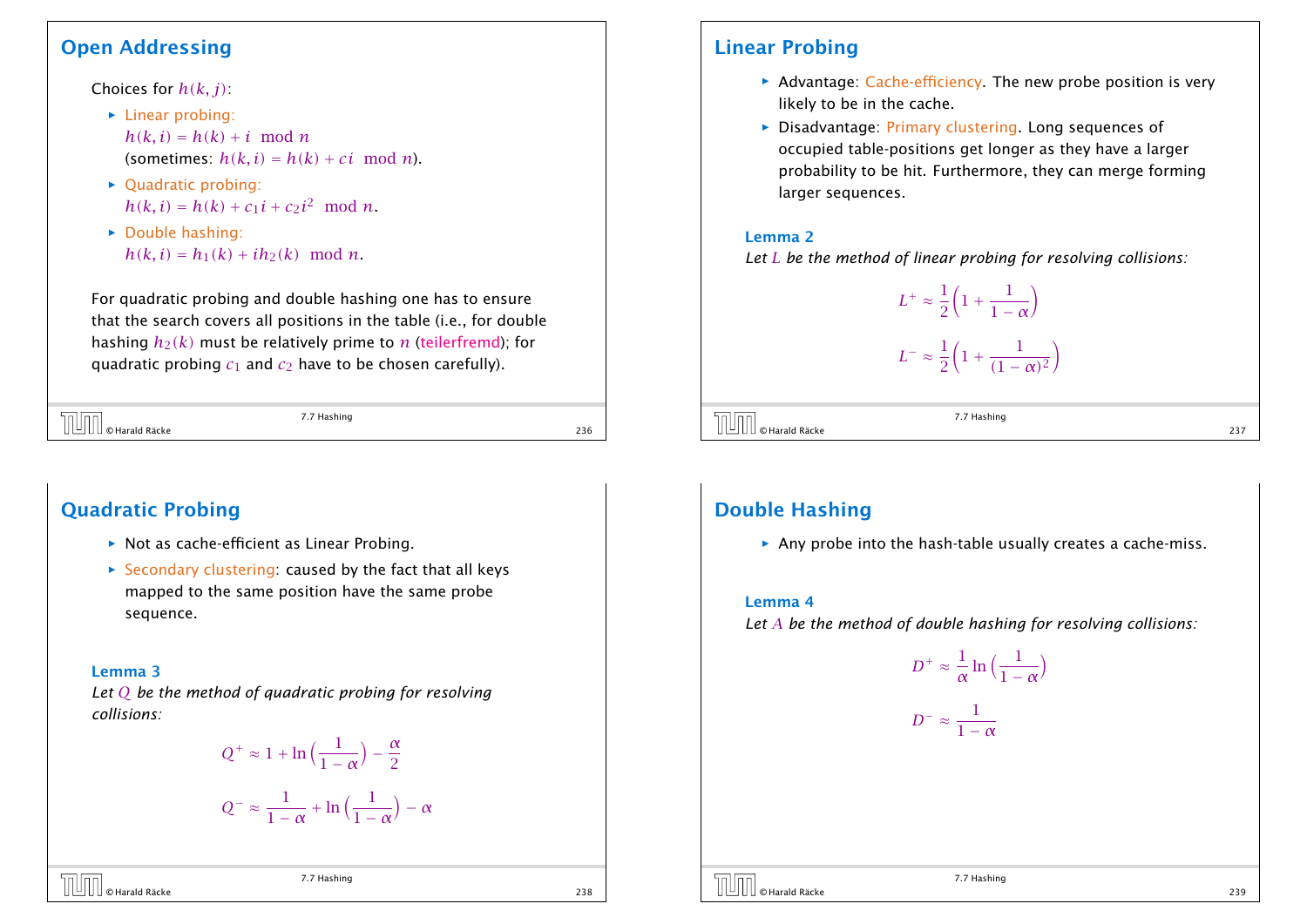## Open Addressing

Choices for $h(k, j)$:

- Linear probing:
  $h(k, i) = h(k) + i \mod n$
  (sometimes: $h(k, i) = h(k) + ci \mod n$).
- Quadratic probing:
  $h(k, i) = h(k) + c_1 i + c_2 i^2 \mod n$.
- Double hashing:
  $h(k, i) = h_1(k) + i h_2(k) \mod n$.

For quadratic probing and double hashing one has to ensure that the search covers all positions in the table (i.e., for double hashing $h_2(k)$ must be relatively prime to $n$ (teilerfremd); for quadratic probing $c_1$ and $c_2$ have to be chosen carefully).

## Linear Probing

- Advantage: Cache-efficiency. The new probe position is very likely to be in the cache.
- Disadvantage: Primary clustering. Long sequences of occupied table-positions get longer as they have a larger probability to be hit. Furthermore, they can merge forming larger sequences.

**Lemma 2**
*Let $L$ be the method of linear probing for resolving collisions:*

$$L^+ \approx \frac{1}{2}\Big(1 + \frac{1}{1-\alpha}\Big)$$

$$L^- \approx \frac{1}{2}\Big(1 + \frac{1}{(1-\alpha)^2}\Big)$$

## Quadratic Probing

- Not as cache-efficient as Linear Probing.
- Secondary clustering: caused by the fact that all keys mapped to the same position have the same probe sequence.

**Lemma 3**
*Let $Q$ be the method of quadratic probing for resolving collisions:*

$$Q^+ \approx 1 + \ln\Big(\frac{1}{1-\alpha}\Big) - \frac{\alpha}{2}$$

$$Q^- \approx \frac{1}{1-\alpha} + \ln\Big(\frac{1}{1-\alpha}\Big) - \alpha$$

## Double Hashing

- Any probe into the hash-table usually creates a cache-miss.

**Lemma 4**
*Let $A$ be the method of double hashing for resolving collisions:*

$$D^+ \approx \frac{1}{\alpha}\ln\Big(\frac{1}{1-\alpha}\Big)$$

$$D^- \approx \frac{1}{1-\alpha}$$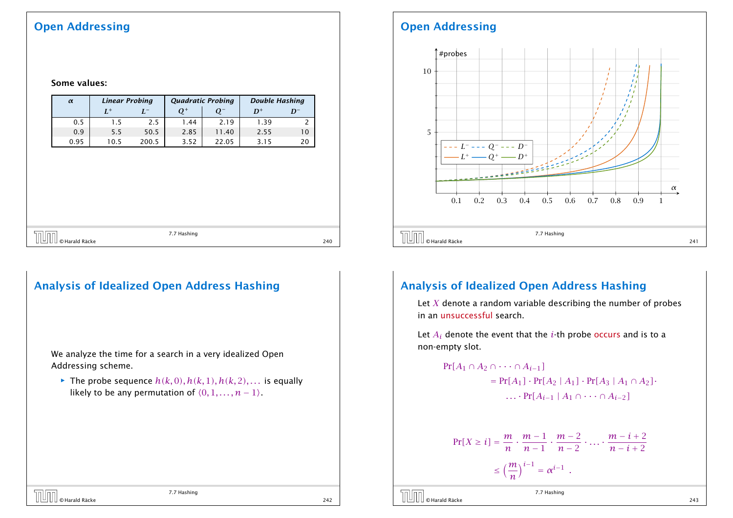## Open Addressing

**Some values:**

| $\alpha$ | *Linear Probing* | | *Quadratic Probing* | | *Double Hashing* | |
|---|---|---|---|---|---|---|
| | $L^+$ | $L^-$ | $Q^+$ | $Q^-$ | $D^+$ | $D^-$ |
| 0.5 | 1.5 | 2.5 | 1.44 | 2.19 | 1.39 | 2 |
| 0.9 | 5.5 | 50.5 | 2.85 | 11.40 | 2.55 | 10 |
| 0.95 | 10.5 | 200.5 | 3.52 | 22.05 | 3.15 | 20 |

## Open Addressing

#probes

10

5

$L^-$ $Q^-$ $D^-$

$L^+$ $Q^+$ $D^+$

$\alpha$

0.1 0.2 0.3 0.4 0.5 0.6 0.7 0.8 0.9 1

## Analysis of Idealized Open Address Hashing

We analyze the time for a search in a very idealized Open Addressing scheme.

- The probe sequence $h(k,0), h(k,1), h(k,2), \ldots$ is equally likely to be any permutation of $\langle 0, 1, \ldots, n-1\rangle$.

## Analysis of Idealized Open Address Hashing

Let $X$ denote a random variable describing the number of probes in an unsuccessful search.

Let $A_i$ denote the event that the $i$-th probe occurs and is to a non-empty slot.

$$
\begin{aligned}
\Pr[A_1 \cap A_2 \cap \cdots \cap A_{i-1}]& \\
&= \Pr[A_1] \cdot \Pr[A_2 \mid A_1] \cdot \Pr[A_3 \mid A_1 \cap A_2] \cdot \\
&\quad \ldots \cdot \Pr[A_{i-1} \mid A_1 \cap \cdots \cap A_{i-2}]
\end{aligned}
$$

$$
\begin{aligned}
\Pr[X \geq i] &= \frac{m}{n} \cdot \frac{m-1}{n-1} \cdot \frac{m-2}{n-2} \cdot \ldots \cdot \frac{m-i+2}{n-i+2} \\
&\leq \left(\frac{m}{n}\right)^{i-1} = \alpha^{i-1} \ .
\end{aligned}
$$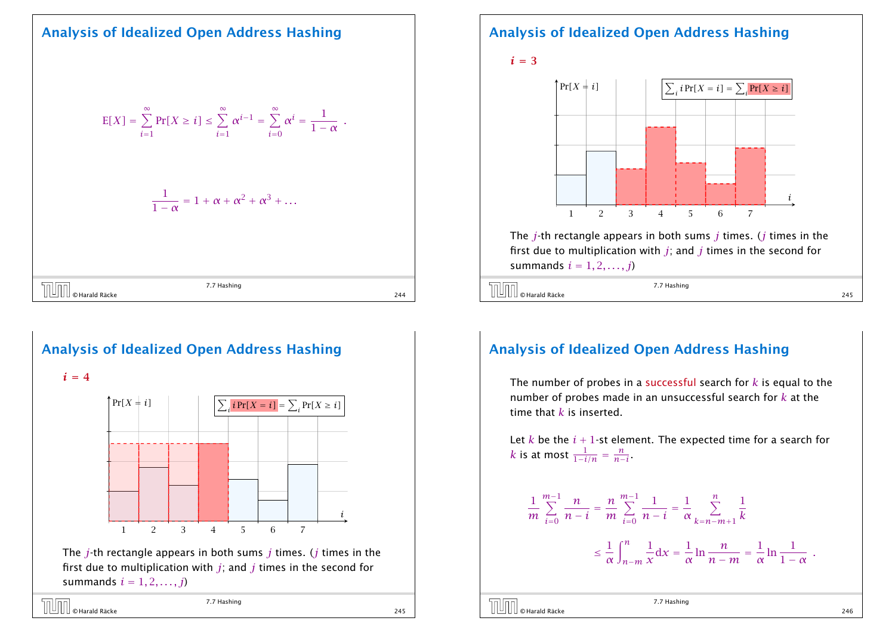## Analysis of Idealized Open Address Hashing

$$E[X] = \sum_{i=1}^{\infty} \Pr[X \geq i] \leq \sum_{i=1}^{\infty} \alpha^{i-1} = \sum_{i=0}^{\infty} \alpha^i = \frac{1}{1-\alpha} \ .$$

$$\frac{1}{1-\alpha} = 1 + \alpha + \alpha^2 + \alpha^3 + \ldots$$

## Analysis of Idealized Open Address Hashing

$i = 3$

$\Pr[X = i]$

$\sum_i i \Pr[X = i] = \sum_i \Pr[X \geq i]$

$i$: 1 2 3 4 5 6 7

The $j$-th rectangle appears in both sums $j$ times. ($j$ times in the first due to multiplication with $j$; and $j$ times in the second for summands $i = 1, 2, \ldots, j$)

## Analysis of Idealized Open Address Hashing

$i = 4$

$\Pr[X = i]$

$\sum_i i \Pr[X = i] = \sum_i \Pr[X \geq i]$

$i$: 1 2 3 4 5 6 7

The $j$-th rectangle appears in both sums $j$ times. ($j$ times in the first due to multiplication with $j$; and $j$ times in the second for summands $i = 1, 2, \ldots, j$)

## Analysis of Idealized Open Address Hashing

The number of probes in a successful search for $k$ is equal to the number of probes made in an unsuccessful search for $k$ at the time that $k$ is inserted.

Let $k$ be the $i+1$-st element. The expected time for a search for $k$ is at most $\frac{1}{1-i/n} = \frac{n}{n-i}$.

$$\frac{1}{m} \sum_{i=0}^{m-1} \frac{n}{n-i} = \frac{n}{m} \sum_{i=0}^{m-1} \frac{1}{n-i} = \frac{1}{\alpha} \sum_{k=n-m+1}^{n} \frac{1}{k}$$

$$\leq \frac{1}{\alpha} \int_{n-m}^{n} \frac{1}{x} \mathrm{d}x = \frac{1}{\alpha} \ln \frac{n}{n-m} = \frac{1}{\alpha} \ln \frac{1}{1-\alpha} \ .$$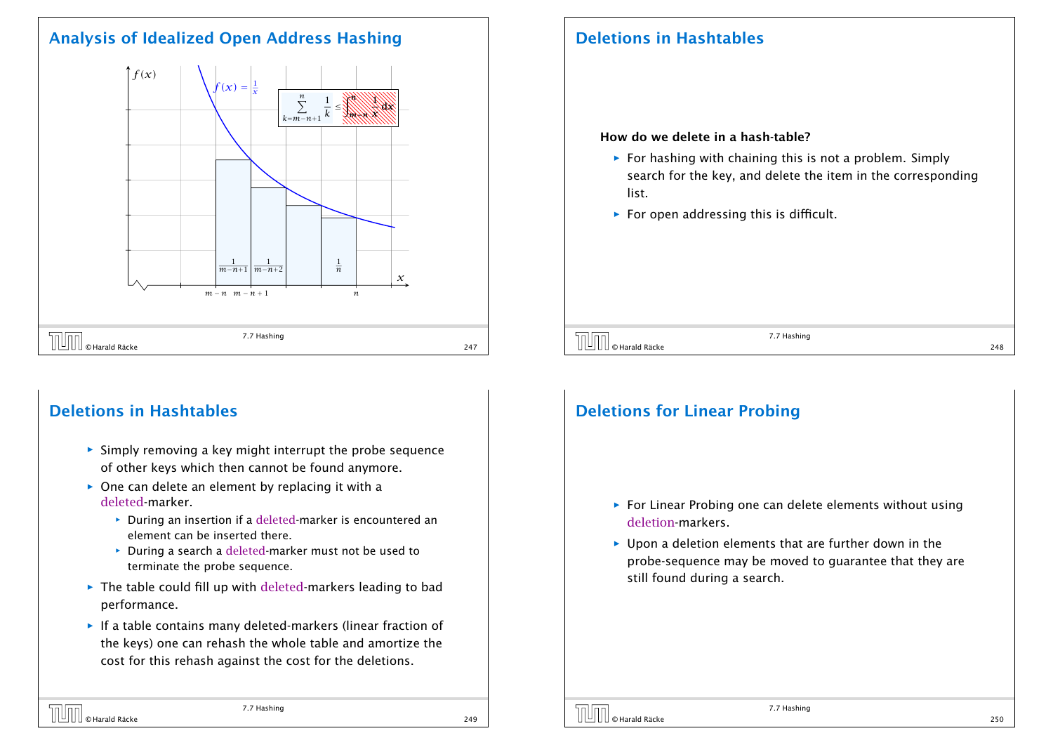## Analysis of Idealized Open Address Hashing

$f(x) = \frac{1}{x}$

$$\sum_{k=m-n+1}^{n} \frac{1}{k} \leq \int_{m-n}^{n} \frac{1}{x}\,dx$$

$\frac{1}{m-n+1}$ $\frac{1}{m-n+2}$ $\frac{1}{n}$

$m-n$ $m-n+1$ $n$

## Deletions in Hashtables

**How do we delete in a hash-table?**

- For hashing with chaining this is not a problem. Simply search for the key, and delete the item in the corresponding list.
- For open addressing this is difficult.

## Deletions in Hashtables

- Simply removing a key might interrupt the probe sequence of other keys which then cannot be found anymore.
- One can delete an element by replacing it with a deleted-marker.
  - During an insertion if a deleted-marker is encountered an element can be inserted there.
  - During a search a deleted-marker must not be used to terminate the probe sequence.
- The table could fill up with deleted-markers leading to bad performance.
- If a table contains many deleted-markers (linear fraction of the keys) one can rehash the whole table and amortize the cost for this rehash against the cost for the deletions.

## Deletions for Linear Probing

- For Linear Probing one can delete elements without using deletion-markers.
- Upon a deletion elements that are further down in the probe-sequence may be moved to guarantee that they are still found during a search.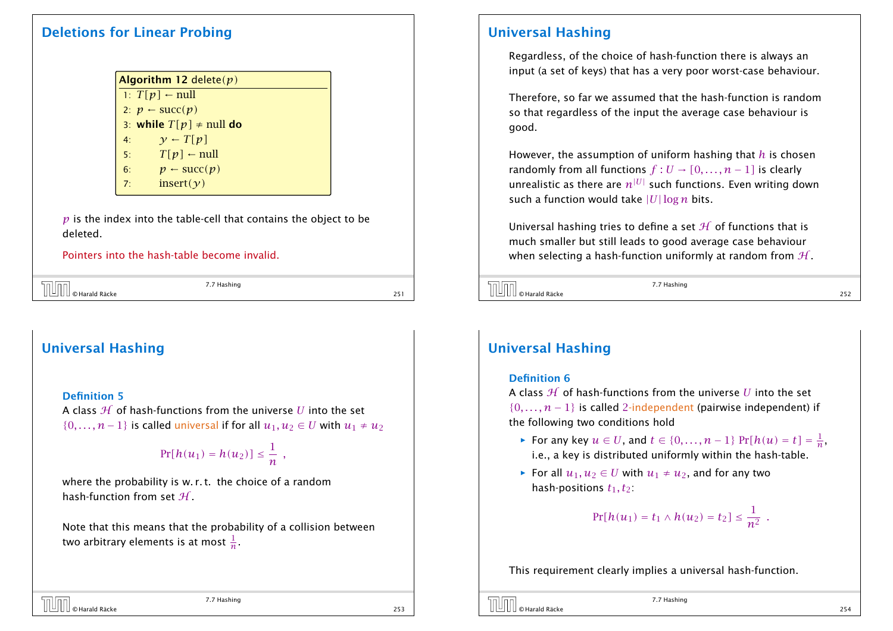## Deletions for Linear Probing

**Algorithm 12** delete($p$)

```
1: T[p] ← null
2: p ← succ(p)
3: while T[p] ≠ null do
4:     y ← T[p]
5:     T[p] ← null
6:     p ← succ(p)
7:     insert(y)
```

$p$ is the index into the table-cell that contains the object to be deleted.

Pointers into the hash-table become invalid.

## Universal Hashing

Regardless, of the choice of hash-function there is always an input (a set of keys) that has a very poor worst-case behaviour.

Therefore, so far we assumed that the hash-function is random so that regardless of the input the average case behaviour is good.

However, the assumption of uniform hashing that $h$ is chosen randomly from all functions $f : U \to [0, \dots, n-1]$ is clearly unrealistic as there are $n^{|U|}$ such functions. Even writing down such a function would take $|U| \log n$ bits.

Universal hashing tries to define a set $\mathcal{H}$ of functions that is much smaller but still leads to good average case behaviour when selecting a hash-function uniformly at random from $\mathcal{H}$.

## Universal Hashing

**Definition 5**

A class $\mathcal{H}$ of hash-functions from the universe $U$ into the set $\{0, \dots, n-1\}$ is called universal if for all $u_1, u_2 \in U$ with $u_1 \neq u_2$

$$\Pr[h(u_1) = h(u_2)] \leq \frac{1}{n} \ ,$$

where the probability is w. r. t. the choice of a random hash-function from set $\mathcal{H}$.

Note that this means that the probability of a collision between two arbitrary elements is at most $\frac{1}{n}$.

## Universal Hashing

**Definition 6**

A class $\mathcal{H}$ of hash-functions from the universe $U$ into the set $\{0, \dots, n-1\}$ is called 2-independent (pairwise independent) if the following two conditions hold

- For any key $u \in U$, and $t \in \{0, \dots, n-1\}$ $\Pr[h(u) = t] = \frac{1}{n}$, i.e., a key is distributed uniformly within the hash-table.
- For all $u_1, u_2 \in U$ with $u_1 \neq u_2$, and for any two hash-positions $t_1, t_2$:

$$\Pr[h(u_1) = t_1 \wedge h(u_2) = t_2] \leq \frac{1}{n^2} \ .$$

This requirement clearly implies a universal hash-function.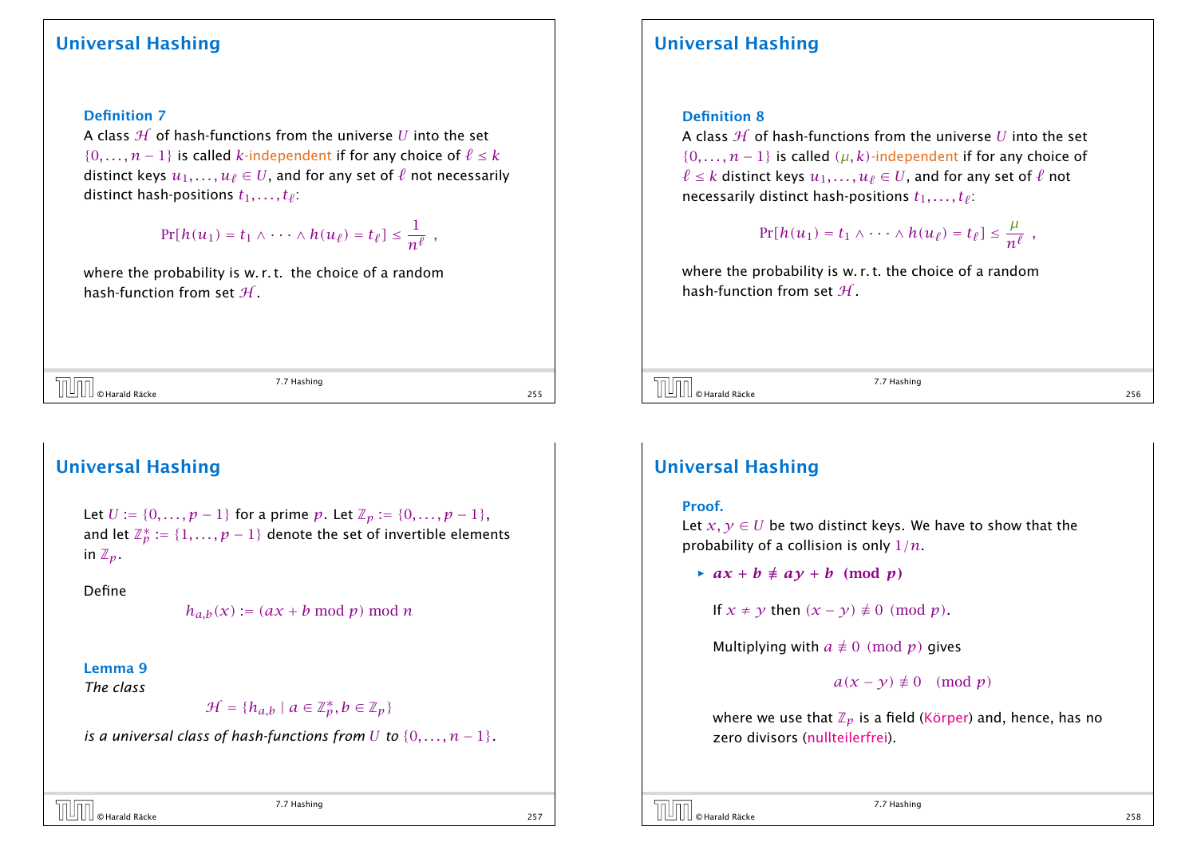## Universal Hashing

**Definition 7**
A class $\mathcal{H}$ of hash-functions from the universe $U$ into the set $\{0, \dots, n-1\}$ is called $k$-independent if for any choice of $\ell \le k$ distinct keys $u_1, \dots, u_\ell \in U$, and for any set of $\ell$ not necessarily distinct hash-positions $t_1, \dots, t_\ell$:

$$\Pr[h(u_1) = t_1 \wedge \cdots \wedge h(u_\ell) = t_\ell] \le \frac{1}{n^\ell} ,$$

where the probability is w. r. t. the choice of a random hash-function from set $\mathcal{H}$.

## Universal Hashing

**Definition 8**
A class $\mathcal{H}$ of hash-functions from the universe $U$ into the set $\{0, \dots, n-1\}$ is called $(\mu, k)$-independent if for any choice of $\ell \le k$ distinct keys $u_1, \dots, u_\ell \in U$, and for any set of $\ell$ not necessarily distinct hash-positions $t_1, \dots, t_\ell$:

$$\Pr[h(u_1) = t_1 \wedge \cdots \wedge h(u_\ell) = t_\ell] \le \frac{\mu}{n^\ell} ,$$

where the probability is w. r. t. the choice of a random hash-function from set $\mathcal{H}$.

## Universal Hashing

Let $U := \{0, \dots, p-1\}$ for a prime $p$. Let $\mathbb{Z}_p := \{0, \dots, p-1\}$, and let $\mathbb{Z}_p^* := \{1, \dots, p-1\}$ denote the set of invertible elements in $\mathbb{Z}_p$.

Define

$$h_{a,b}(x) := (ax + b \bmod p) \bmod n$$

**Lemma 9**
*The class*

$$\mathcal{H} = \{h_{a,b} \mid a \in \mathbb{Z}_p^*, b \in \mathbb{Z}_p\}$$

*is a universal class of hash-functions from $U$ to $\{0, \dots, n-1\}$.*

## Universal Hashing

**Proof.**
Let $x, y \in U$ be two distinct keys. We have to show that the probability of a collision is only $1/n$.

- $\boldsymbol{ax + b \not\equiv ay + b \pmod{p}}$

  If $x \ne y$ then $(x - y) \not\equiv 0 \pmod{p}$.

  Multiplying with $a \not\equiv 0 \pmod{p}$ gives

  $$a(x - y) \not\equiv 0 \pmod{p}$$

  where we use that $\mathbb{Z}_p$ is a field (Körper) and, hence, has no zero divisors (nullteilerfrei).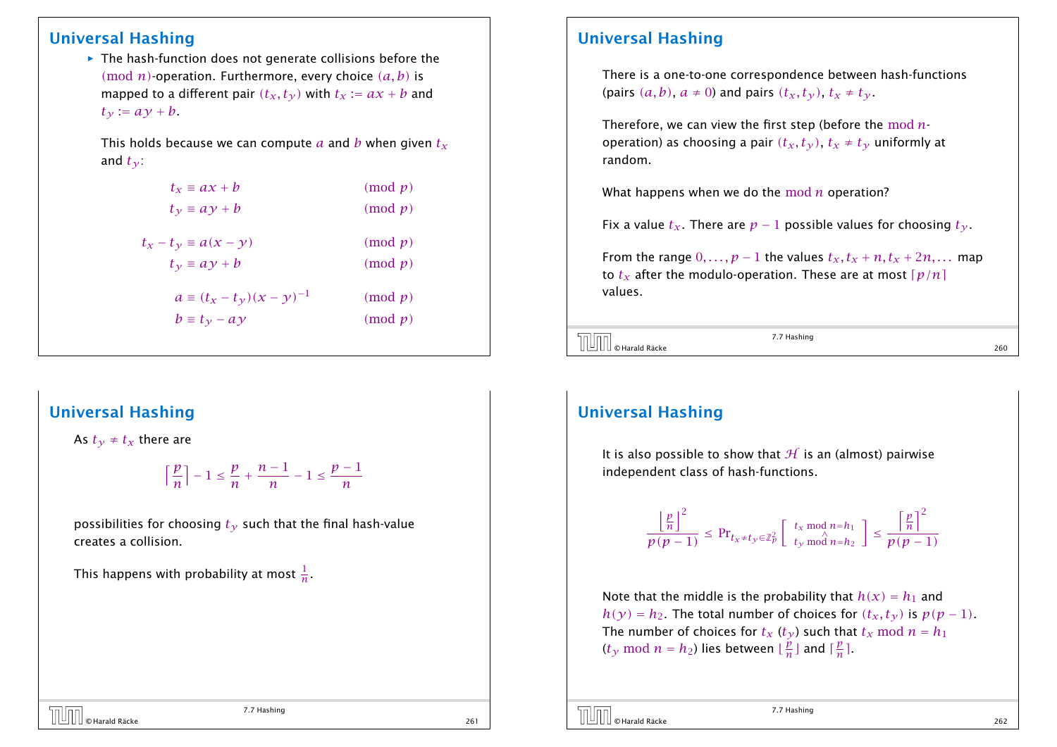## Universal Hashing

- The hash-function does not generate collisions before the $(\bmod\ n)$-operation. Furthermore, every choice $(a, b)$ is mapped to a different pair $(t_x, t_y)$ with $t_x := ax + b$ and $t_y := ay + b$.

  This holds because we can compute $a$ and $b$ when given $t_x$ and $t_y$:

$$
\begin{aligned}
t_x &\equiv ax + b && \pmod p \\
t_y &\equiv ay + b && \pmod p \\[6pt]
t_x - t_y &\equiv a(x - y) && \pmod p \\
t_y &\equiv ay + b && \pmod p \\[6pt]
a &\equiv (t_x - t_y)(x - y)^{-1} && \pmod p \\
b &\equiv t_y - ay && \pmod p
\end{aligned}
$$

## Universal Hashing

There is a one-to-one correspondence between hash-functions (pairs $(a, b)$, $a \neq 0$) and pairs $(t_x, t_y)$, $t_x \neq t_y$.

Therefore, we can view the first step (before the $\bmod\ n$-operation) as choosing a pair $(t_x, t_y)$, $t_x \neq t_y$ uniformly at random.

What happens when we do the $\bmod\ n$ operation?

Fix a value $t_x$. There are $p - 1$ possible values for choosing $t_y$.

From the range $0, \ldots, p - 1$ the values $t_x, t_x + n, t_x + 2n, \ldots$ map to $t_x$ after the modulo-operation. These are at most $\lceil p/n \rceil$ values.

## Universal Hashing

As $t_y \neq t_x$ there are

$$
\left\lceil \frac{p}{n} \right\rceil - 1 \leq \frac{p}{n} + \frac{n-1}{n} - 1 \leq \frac{p-1}{n}
$$

possibilities for choosing $t_y$ such that the final hash-value creates a collision.

This happens with probability at most $\frac{1}{n}$.

## Universal Hashing

It is also possible to show that $\mathcal{H}$ is an (almost) pairwise independent class of hash-functions.

$$
\frac{\left\lfloor \frac{p}{n} \right\rfloor^2}{p(p-1)} \leq \Pr_{t_x \neq t_y \in \mathbb{Z}_p^2}\left[ \begin{array}{c} t_x \bmod n = h_1 \\ \wedge \\ t_y \bmod n = h_2 \end{array} \right] \leq \frac{\left\lceil \frac{p}{n} \right\rceil^2}{p(p-1)}
$$

Note that the middle is the probability that $h(x) = h_1$ and $h(y) = h_2$. The total number of choices for $(t_x, t_y)$ is $p(p-1)$. The number of choices for $t_x$ ($t_y$) such that $t_x \bmod n = h_1$ ($t_y \bmod n = h_2$) lies between $\lfloor \frac{p}{n} \rfloor$ and $\lceil \frac{p}{n} \rceil$.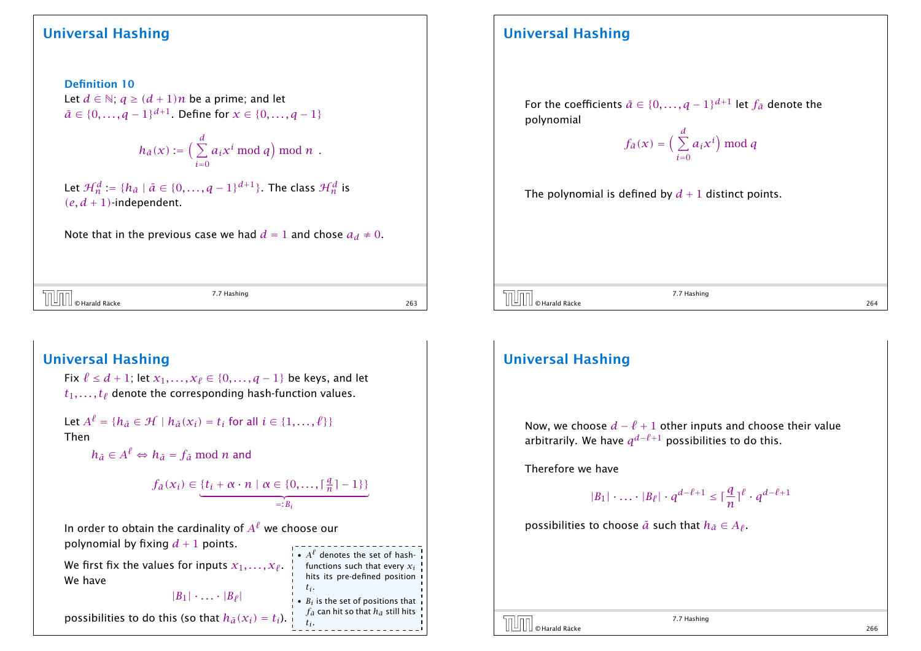## Universal Hashing

**Definition 10**
Let $d \in \mathbb{N}$; $q \geq (d+1)n$ be a prime; and let $\bar{a} \in \{0,\dots,q-1\}^{d+1}$. Define for $x \in \{0,\dots,q-1\}$

$$h_{\bar{a}}(x) := \Big(\sum_{i=0}^{d} a_i x^i \bmod q\Big) \bmod n \enspace .$$

Let $\mathcal{H}_n^d := \{h_{\bar{a}} \mid \bar{a} \in \{0,\dots,q-1\}^{d+1}\}$. The class $\mathcal{H}_n^d$ is $(e, d+1)$-independent.

Note that in the previous case we had $d = 1$ and chose $a_d \neq 0$.

## Universal Hashing

For the coefficients $\bar{a} \in \{0,\dots,q-1\}^{d+1}$ let $f_{\bar{a}}$ denote the polynomial

$$f_{\bar{a}}(x) = \Big(\sum_{i=0}^{d} a_i x^i\Big) \bmod q$$

The polynomial is defined by $d+1$ distinct points.

## Universal Hashing

Fix $\ell \leq d+1$; let $x_1,\dots,x_\ell \in \{0,\dots,q-1\}$ be keys, and let $t_1,\dots,t_\ell$ denote the corresponding hash-function values.

Let $A^\ell = \{h_{\bar{a}} \in \mathcal{H} \mid h_{\bar{a}}(x_i) = t_i \text{ for all } i \in \{1,\dots,\ell\}\}$
Then

$$h_{\bar{a}} \in A^\ell \Leftrightarrow h_{\bar{a}} = f_{\bar{a}} \bmod n \text{ and}$$

$$f_{\bar{a}}(x_i) \in \underbrace{\{t_i + \alpha \cdot n \mid \alpha \in \{0,\dots,\lceil \tfrac{q}{n} \rceil - 1\}\}}_{=:B_i}$$

In order to obtain the cardinality of $A^\ell$ we choose our polynomial by fixing $d+1$ points.

We first fix the values for inputs $x_1,\dots,x_\ell$. We have

$$|B_1| \cdot \ldots \cdot |B_\ell|$$

possibilities to do this (so that $h_{\bar{a}}(x_i) = t_i$).

- $A^\ell$ denotes the set of hash-functions such that every $x_i$ hits its pre-defined position $t_i$.
- $B_i$ is the set of positions that $f_{\bar{a}}$ can hit so that $h_{\bar{a}}$ still hits $t_i$.

## Universal Hashing

Now, we choose $d - \ell + 1$ other inputs and choose their value arbitrarily. We have $q^{d-\ell+1}$ possibilities to do this.

Therefore we have

$$|B_1| \cdot \ldots \cdot |B_\ell| \cdot q^{d-\ell+1} \leq \lceil \frac{q}{n} \rceil^\ell \cdot q^{d-\ell+1}$$

possibilities to choose $\bar{a}$ such that $h_{\bar{a}} \in A_\ell$.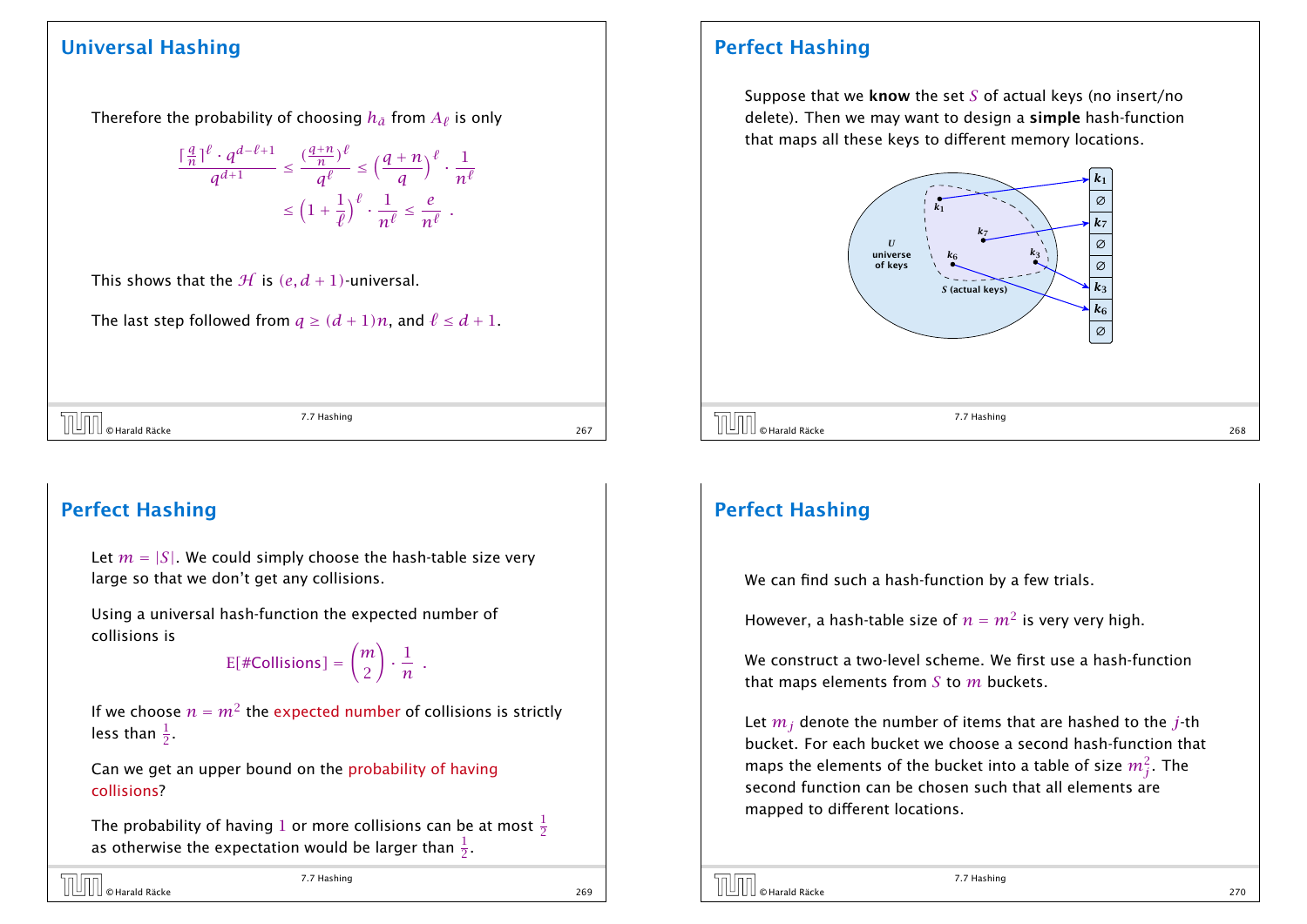## Universal Hashing

Therefore the probability of choosing $h_{\bar{a}}$ from $A_\ell$ is only

$$\frac{\lceil \frac{q}{n} \rceil^\ell \cdot q^{d-\ell+1}}{q^{d+1}} \le \frac{(\frac{q+n}{n})^\ell}{q^\ell} \le \left(\frac{q+n}{q}\right)^\ell \cdot \frac{1}{n^\ell}$$

$$\le \left(1 + \frac{1}{\ell}\right)^\ell \cdot \frac{1}{n^\ell} \le \frac{e}{n^\ell} \enspace .$$

This shows that the $\mathcal{H}$ is $(e, d+1)$-universal.

The last step followed from $q \ge (d+1)n$, and $\ell \le d+1$.

## Perfect Hashing

Suppose that we **know** the set $S$ of actual keys (no insert/no delete). Then we may want to design a **simple** hash-function that maps all these keys to different memory locations.

$U$ universe of keys

$S$ (actual keys)

$k_1$, $k_7$, $k_6$, $k_3$

| |
|---|
| $k_1$ |
| ∅ |
| $k_7$ |
| ∅ |
| ∅ |
| $k_3$ |
| $k_6$ |
| ∅ |

## Perfect Hashing

Let $m = |S|$. We could simply choose the hash-table size very large so that we don't get any collisions.

Using a universal hash-function the expected number of collisions is

$$\mathrm{E}[\#\text{Collisions}] = \binom{m}{2} \cdot \frac{1}{n} \enspace .$$

If we choose $n = m^2$ the expected number of collisions is strictly less than $\frac{1}{2}$.

Can we get an upper bound on the probability of having collisions?

The probability of having $1$ or more collisions can be at most $\frac{1}{2}$ as otherwise the expectation would be larger than $\frac{1}{2}$.

## Perfect Hashing

We can find such a hash-function by a few trials.

However, a hash-table size of $n = m^2$ is very very high.

We construct a two-level scheme. We first use a hash-function that maps elements from $S$ to $m$ buckets.

Let $m_j$ denote the number of items that are hashed to the $j$-th bucket. For each bucket we choose a second hash-function that maps the elements of the bucket into a table of size $m_j^2$. The second function can be chosen such that all elements are mapped to different locations.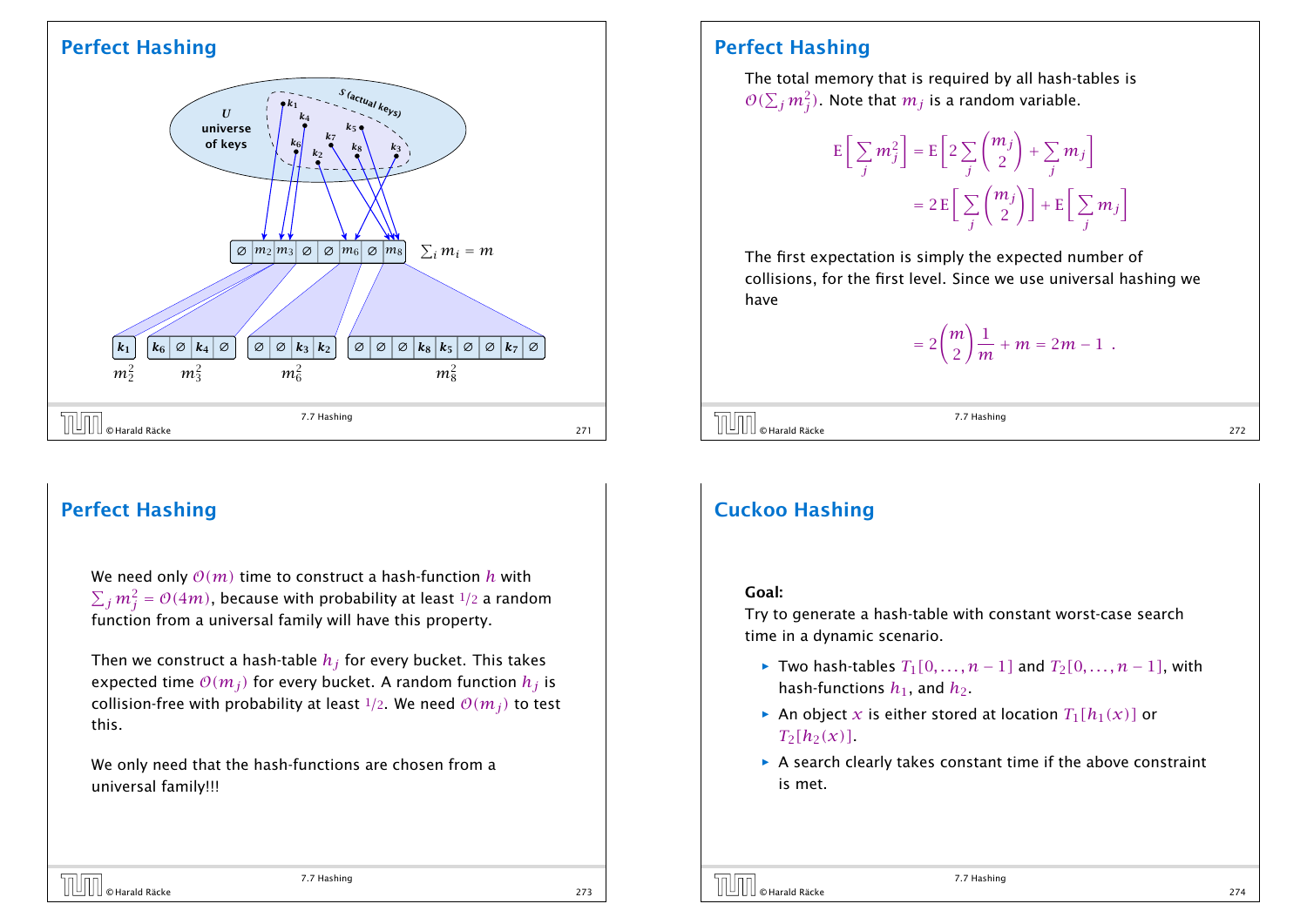## Perfect Hashing

$U$ universe of keys

$S$ (actual keys)

$k_1$, $k_4$, $k_5$, $k_7$, $k_6$, $k_8$, $k_3$, $k_2$

| ∅ | $m_2$ | $m_3$ | ∅ | ∅ | $m_6$ | ∅ | $m_8$ |
|---|---|---|---|---|---|---|---|

$\sum_i m_i = m$

| $k_1$ |
|---|

$m_2^2$

| $k_6$ | ∅ | $k_4$ | ∅ |
|---|---|---|---|

$m_3^2$

| ∅ | ∅ | $k_3$ | $k_2$ |
|---|---|---|---|

$m_6^2$

| ∅ | ∅ | ∅ | $k_8$ | $k_5$ | ∅ | ∅ | $k_7$ | ∅ |
|---|---|---|---|---|---|---|---|---|

$m_8^2$

## Perfect Hashing

The total memory that is required by all hash-tables is $\mathcal{O}(\sum_j m_j^2)$. Note that $m_j$ is a random variable.

$$\mathrm{E}\Big[\sum_j m_j^2\Big] = \mathrm{E}\Big[2\sum_j \binom{m_j}{2} + \sum_j m_j\Big]$$

$$= 2\,\mathrm{E}\Big[\sum_j \binom{m_j}{2}\Big] + \mathrm{E}\Big[\sum_j m_j\Big]$$

The first expectation is simply the expected number of collisions, for the first level. Since we use universal hashing we have

$$= 2\binom{m}{2}\frac{1}{m} + m = 2m - 1 \ .$$

## Perfect Hashing

We need only $\mathcal{O}(m)$ time to construct a hash-function $h$ with $\sum_j m_j^2 = \mathcal{O}(4m)$, because with probability at least $1/2$ a random function from a universal family will have this property.

Then we construct a hash-table $h_j$ for every bucket. This takes expected time $\mathcal{O}(m_j)$ for every bucket. A random function $h_j$ is collision-free with probability at least $1/2$. We need $\mathcal{O}(m_j)$ to test this.

We only need that the hash-functions are chosen from a universal family!!!

## Cuckoo Hashing

**Goal:**
Try to generate a hash-table with constant worst-case search time in a dynamic scenario.

- Two hash-tables $T_1[0,\dots,n-1]$ and $T_2[0,\dots,n-1]$, with hash-functions $h_1$, and $h_2$.
- An object $x$ is either stored at location $T_1[h_1(x)]$ or $T_2[h_2(x)]$.
- A search clearly takes constant time if the above constraint is met.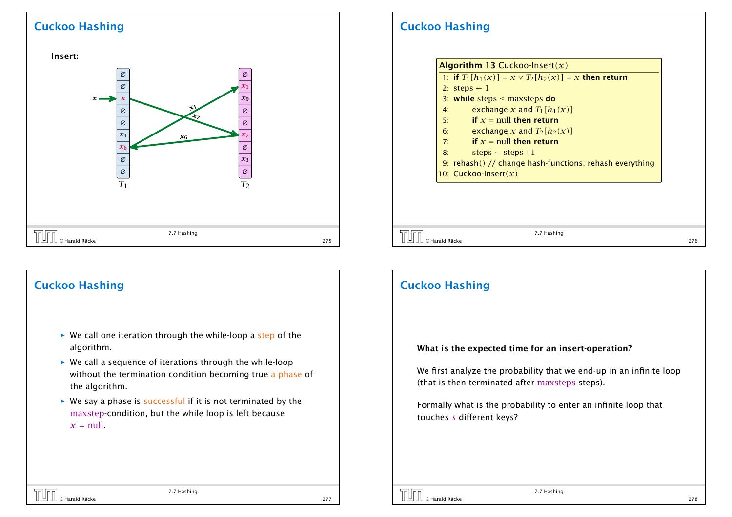## Cuckoo Hashing

**Insert:**

$x \rightarrow$ $T_1$: $\emptyset$, $\emptyset$, $x$, $\emptyset$, $\emptyset$, $x_4$, $x_6$, $\emptyset$, $\emptyset$

$T_2$: $\emptyset$, $x_1$, $x_9$, $\emptyset$, $\emptyset$, $x_7$, $\emptyset$, $x_3$, $\emptyset$

Arrows: $x$ goes to $T_1$ (displacing $x_7$); $x_7$ goes to $T_2$ (displacing $x_6$); $x_6$ goes to $T_1$ (displacing $x_1$); $x_1$ goes to $T_2$.

## Cuckoo Hashing

**Algorithm 13** Cuckoo-Insert($x$)

```
1: if T_1[h_1(x)] = x ∨ T_2[h_2(x)] = x then return
2: steps ← 1
3: while steps ≤ maxsteps do
4:     exchange x and T_1[h_1(x)]
5:     if x = null then return
6:     exchange x and T_2[h_2(x)]
7:     if x = null then return
8:     steps ← steps +1
9: rehash() // change hash-functions; rehash everything
10: Cuckoo-Insert(x)
```

## Cuckoo Hashing

- We call one iteration through the while-loop a *step* of the algorithm.
- We call a sequence of iterations through the while-loop without the termination condition becoming true *a phase* of the algorithm.
- We say a phase is *successful* if it is not terminated by the maxstep-condition, but the while loop is left because $x = \text{null}$.

## Cuckoo Hashing

**What is the expected time for an insert-operation?**

We first analyze the probability that we end-up in an infinite loop (that is then terminated after maxsteps steps).

Formally what is the probability to enter an infinite loop that touches $s$ different keys?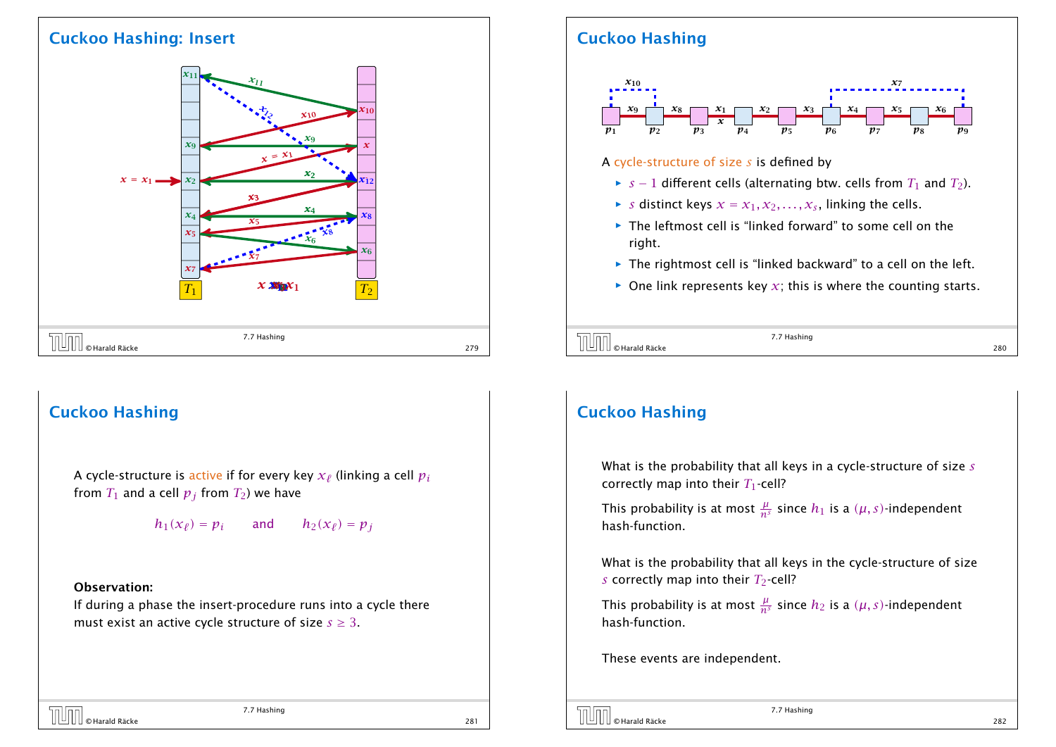## Cuckoo Hashing: Insert

## Cuckoo Hashing

A cycle-structure of size $s$ is defined by

- $s-1$ different cells (alternating btw. cells from $T_1$ and $T_2$).
- $s$ distinct keys $x = x_1, x_2, \ldots, x_s$, linking the cells.
- The leftmost cell is "linked forward" to some cell on the right.
- The rightmost cell is "linked backward" to a cell on the left.
- One link represents key $x$; this is where the counting starts.

## Cuckoo Hashing

A cycle-structure is active if for every key $x_\ell$ (linking a cell $p_i$ from $T_1$ and a cell $p_j$ from $T_2$) we have

$$h_1(x_\ell) = p_i \quad \text{and} \quad h_2(x_\ell) = p_j$$

**Observation:**
If during a phase the insert-procedure runs into a cycle there must exist an active cycle structure of size $s \geq 3$.

## Cuckoo Hashing

What is the probability that all keys in a cycle-structure of size $s$ correctly map into their $T_1$-cell?

This probability is at most $\frac{\mu}{n^s}$ since $h_1$ is a $(\mu, s)$-independent hash-function.

What is the probability that all keys in the cycle-structure of size $s$ correctly map into their $T_2$-cell?

This probability is at most $\frac{\mu}{n^s}$ since $h_2$ is a $(\mu, s)$-independent hash-function.

These events are independent.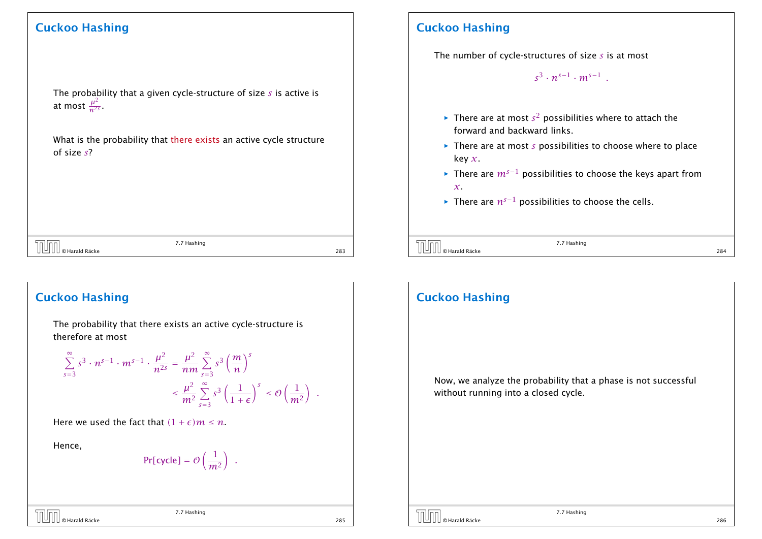## Cuckoo Hashing

The probability that a given cycle-structure of size $s$ is active is at most $\frac{\mu^2}{n^{2s}}$.

What is the probability that there exists an active cycle structure of size $s$?

## Cuckoo Hashing

The number of cycle-structures of size $s$ is at most

$$s^3 \cdot n^{s-1} \cdot m^{s-1} \ .$$

- There are at most $s^2$ possibilities where to attach the forward and backward links.
- There are at most $s$ possibilities to choose where to place key $x$.
- There are $m^{s-1}$ possibilities to choose the keys apart from $x$.
- There are $n^{s-1}$ possibilities to choose the cells.

## Cuckoo Hashing

The probability that there exists an active cycle-structure is therefore at most

$$\sum_{s=3}^{\infty} s^3 \cdot n^{s-1} \cdot m^{s-1} \cdot \frac{\mu^2}{n^{2s}} = \frac{\mu^2}{nm} \sum_{s=3}^{\infty} s^3 \left(\frac{m}{n}\right)^s$$

$$\leq \frac{\mu^2}{m^2} \sum_{s=3}^{\infty} s^3 \left(\frac{1}{1+\epsilon}\right)^s \leq \mathcal{O}\left(\frac{1}{m^2}\right) \ .$$

Here we used the fact that $(1+\epsilon)m \leq n$.

Hence,

$$\Pr[\text{cycle}] = \mathcal{O}\left(\frac{1}{m^2}\right) \ .$$

## Cuckoo Hashing

Now, we analyze the probability that a phase is not successful without running into a closed cycle.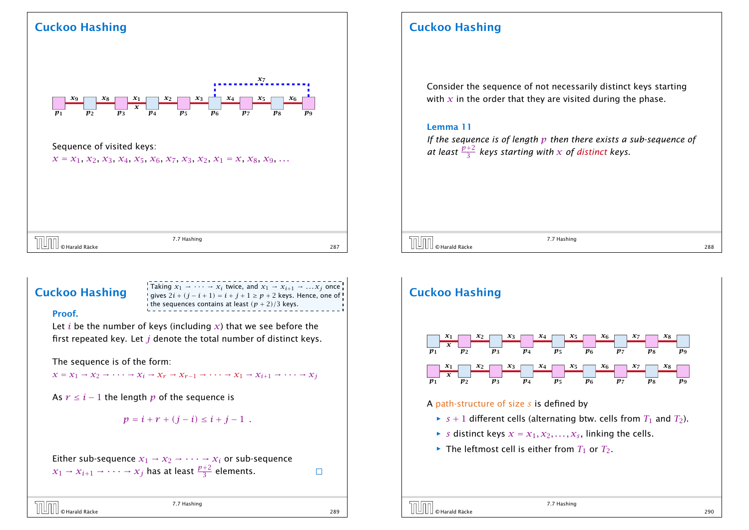## Cuckoo Hashing

Sequence of visited keys:

$x = x_1, x_2, x_3, x_4, x_5, x_6, x_7, x_3, x_2, x_1 = x, x_8, x_9, \ldots$

## Cuckoo Hashing

Consider the sequence of not necessarily distinct keys starting with $x$ in the order that they are visited during the phase.

**Lemma 11**

*If the sequence is of length $p$ then there exists a sub-sequence of at least $\frac{p+2}{3}$ keys starting with $x$ of distinct keys.*

## Cuckoo Hashing

Taking $x_1 \to \cdots \to x_i$ twice, and $x_1 \to x_{i+1} \to \ldots x_j$ once gives $2i + (j - i + 1) = i + j + 1 \geq p + 2$ keys. Hence, one of the sequences contains at least $(p+2)/3$ keys.

**Proof.**

Let $i$ be the number of keys (including $x$) that we see before the first repeated key. Let $j$ denote the total number of distinct keys.

The sequence is of the form:

$x = x_1 \to x_2 \to \cdots \to x_i \to x_r \to x_{r-1} \to \cdots \to x_1 \to x_{i+1} \to \cdots \to x_j$

As $r \leq i - 1$ the length $p$ of the sequence is

$$p = i + r + (j - i) \leq i + j - 1 \ .$$

Either sub-sequence $x_1 \to x_2 \to \cdots \to x_i$ or sub-sequence $x_1 \to x_{i+1} \to \cdots \to x_j$ has at least $\frac{p+2}{3}$ elements. □

## Cuckoo Hashing

A path-structure of size $s$ is defined by

- $s + 1$ different cells (alternating btw. cells from $T_1$ and $T_2$).
- $s$ distinct keys $x = x_1, x_2, \ldots, x_s$, linking the cells.
- The leftmost cell is either from $T_1$ or $T_2$.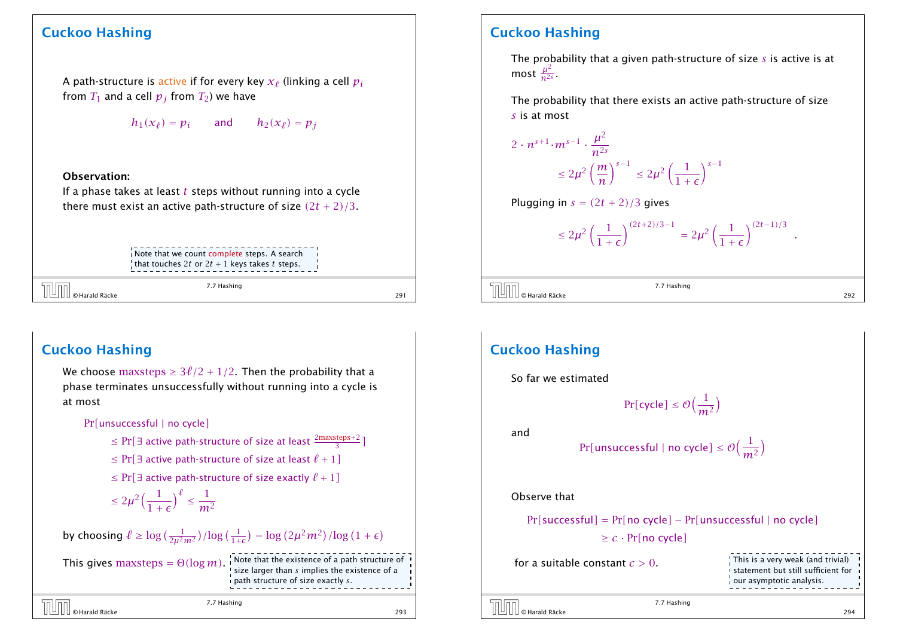## Cuckoo Hashing

A path-structure is active if for every key $x_\ell$ (linking a cell $p_i$ from $T_1$ and a cell $p_j$ from $T_2$) we have

$$h_1(x_\ell) = p_i \quad \text{and} \quad h_2(x_\ell) = p_j$$

**Observation:**
If a phase takes at least $t$ steps without running into a cycle there must exist an active path-structure of size $(2t+2)/3$.

> Note that we count complete steps. A search that touches $2t$ or $2t+1$ keys takes $t$ steps.

## Cuckoo Hashing

The probability that a given path-structure of size $s$ is active is at most $\frac{\mu^2}{n^{2s}}$.

The probability that there exists an active path-structure of size $s$ is at most

$$2 \cdot n^{s+1} \cdot m^{s-1} \cdot \frac{\mu^2}{n^{2s}}$$

$$\le 2\mu^2 \left(\frac{m}{n}\right)^{s-1} \le 2\mu^2 \left(\frac{1}{1+\epsilon}\right)^{s-1}$$

Plugging in $s = (2t+2)/3$ gives

$$\le 2\mu^2 \left(\frac{1}{1+\epsilon}\right)^{(2t+2)/3-1} = 2\mu^2 \left(\frac{1}{1+\epsilon}\right)^{(2t-1)/3} .$$

## Cuckoo Hashing

We choose $\text{maxsteps} \ge 3\ell/2 + 1/2$. Then the probability that a phase terminates unsuccessfully without running into a cycle is at most

$$\Pr[\text{unsuccessful} \mid \text{no cycle}]$$

$$\le \Pr[\exists \text{ active path-structure of size at least } \tfrac{2\text{maxsteps}+2}{3}]$$

$$\le \Pr[\exists \text{ active path-structure of size at least } \ell+1]$$

$$\le \Pr[\exists \text{ active path-structure of size exactly } \ell+1]$$

$$\le 2\mu^2 \Big(\frac{1}{1+\epsilon}\Big)^{\ell} \le \frac{1}{m^2}$$

by choosing $\ell \ge \log\big(\frac{1}{2\mu^2 m^2}\big) / \log\big(\frac{1}{1+\epsilon}\big) = \log\big(2\mu^2 m^2\big) / \log\big(1+\epsilon\big)$

This gives $\text{maxsteps} = \Theta(\log m)$.

> Note that the existence of a path structure of size larger than $s$ implies the existence of a path structure of size exactly $s$.

## Cuckoo Hashing

So far we estimated

$$\Pr[\text{cycle}] \le \mathcal{O}\Big(\frac{1}{m^2}\Big)$$

and

$$\Pr[\text{unsuccessful} \mid \text{no cycle}] \le \mathcal{O}\Big(\frac{1}{m^2}\Big)$$

Observe that

$$\Pr[\text{successful}] = \Pr[\text{no cycle}] - \Pr[\text{unsuccessful} \mid \text{no cycle}]$$
$$\ge c \cdot \Pr[\text{no cycle}]$$

for a suitable constant $c > 0$.

> This is a very weak (and trivial) statement but still sufficient for our asymptotic analysis.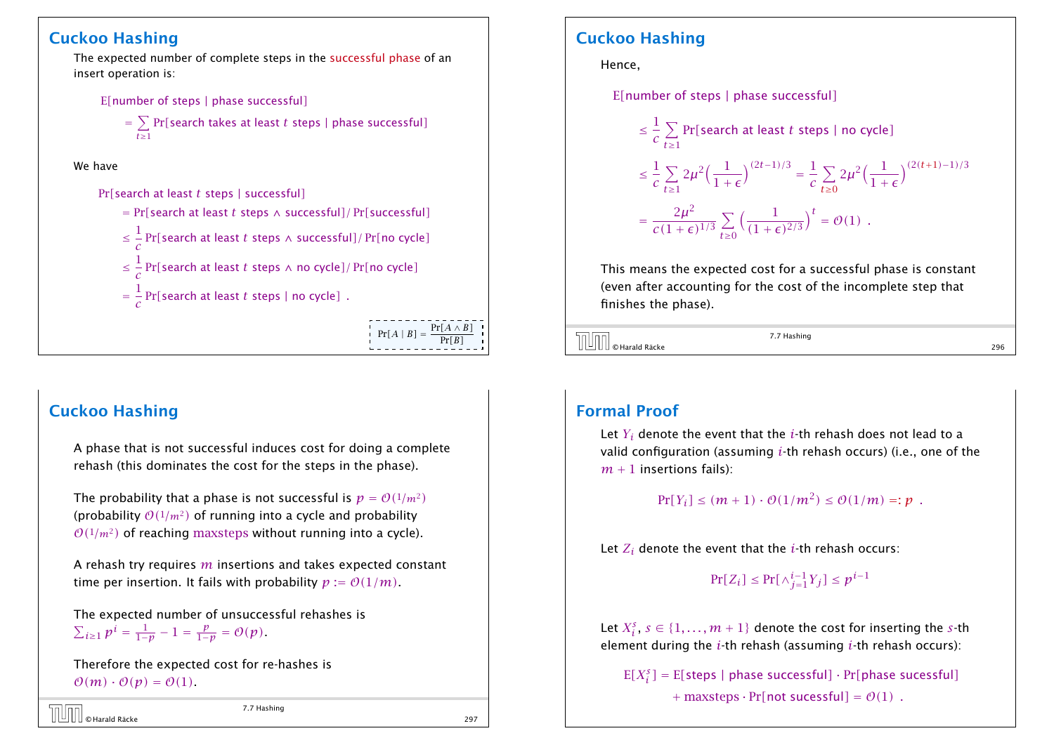## Cuckoo Hashing

The expected number of complete steps in the successful phase of an insert operation is:

$$\text{E[number of steps | phase successful]}$$
$$= \sum_{t\geq 1} \text{Pr[search takes at least } t \text{ steps | phase successful]}$$

We have

$$\text{Pr[search at least } t \text{ steps | successful]}$$
$$= \text{Pr[search at least } t \text{ steps} \wedge \text{successful]} / \text{Pr[successful]}$$
$$\leq \frac{1}{c}\text{Pr[search at least } t \text{ steps} \wedge \text{successful]} / \text{Pr[no cycle]}$$
$$\leq \frac{1}{c}\text{Pr[search at least } t \text{ steps} \wedge \text{no cycle]} / \text{Pr[no cycle]}$$
$$= \frac{1}{c}\text{Pr[search at least } t \text{ steps | no cycle]} \ .$$

$$\Pr[A \mid B] = \frac{\Pr[A \wedge B]}{\Pr[B]}$$

## Cuckoo Hashing

Hence,

$$\text{E[number of steps | phase successful]}$$
$$\leq \frac{1}{c}\sum_{t\geq 1}\text{Pr[search at least } t \text{ steps | no cycle]}$$
$$\leq \frac{1}{c}\sum_{t\geq 1} 2\mu^2\Big(\frac{1}{1+\epsilon}\Big)^{(2t-1)/3} = \frac{1}{c}\sum_{t\geq 0} 2\mu^2\Big(\frac{1}{1+\epsilon}\Big)^{(2(t+1)-1)/3}$$
$$= \frac{2\mu^2}{c(1+\epsilon)^{1/3}}\sum_{t\geq 0}\Big(\frac{1}{(1+\epsilon)^{2/3}}\Big)^t = \mathcal{O}(1) \ .$$

This means the expected cost for a successful phase is constant (even after accounting for the cost of the incomplete step that finishes the phase).

## Cuckoo Hashing

A phase that is not successful induces cost for doing a complete rehash (this dominates the cost for the steps in the phase).

The probability that a phase is not successful is $p = \mathcal{O}(1/m^2)$ (probability $\mathcal{O}(1/m^2)$ of running into a cycle and probability $\mathcal{O}(1/m^2)$ of reaching $\text{maxsteps}$ without running into a cycle).

A rehash try requires $m$ insertions and takes expected constant time per insertion. It fails with probability $p := \mathcal{O}(1/m)$.

The expected number of unsuccessful rehashes is $\sum_{i\geq 1} p^i = \frac{1}{1-p} - 1 = \frac{p}{1-p} = \mathcal{O}(p)$.

Therefore the expected cost for re-hashes is $\mathcal{O}(m)\cdot\mathcal{O}(p) = \mathcal{O}(1)$.

## Formal Proof

Let $Y_i$ denote the event that the $i$-th rehash does not lead to a valid configuration (assuming $i$-th rehash occurs) (i.e., one of the $m+1$ insertions fails):

$$\Pr[Y_i] \leq (m+1)\cdot\mathcal{O}(1/m^2) \leq \mathcal{O}(1/m) =: p \ .$$

Let $Z_i$ denote the event that the $i$-th rehash occurs:

$$\Pr[Z_i] \leq \Pr[\wedge_{j=1}^{i-1} Y_j] \leq p^{i-1}$$

Let $X_i^s$, $s \in \{1,\ldots,m+1\}$ denote the cost for inserting the $s$-th element during the $i$-th rehash (assuming $i$-th rehash occurs):

$$\text{E}[X_i^s] = \text{E[steps | phase successful]}\cdot\text{Pr[phase sucessful]}$$
$$+ \text{maxsteps}\cdot\text{Pr[not sucessful]} = \mathcal{O}(1) \ .$$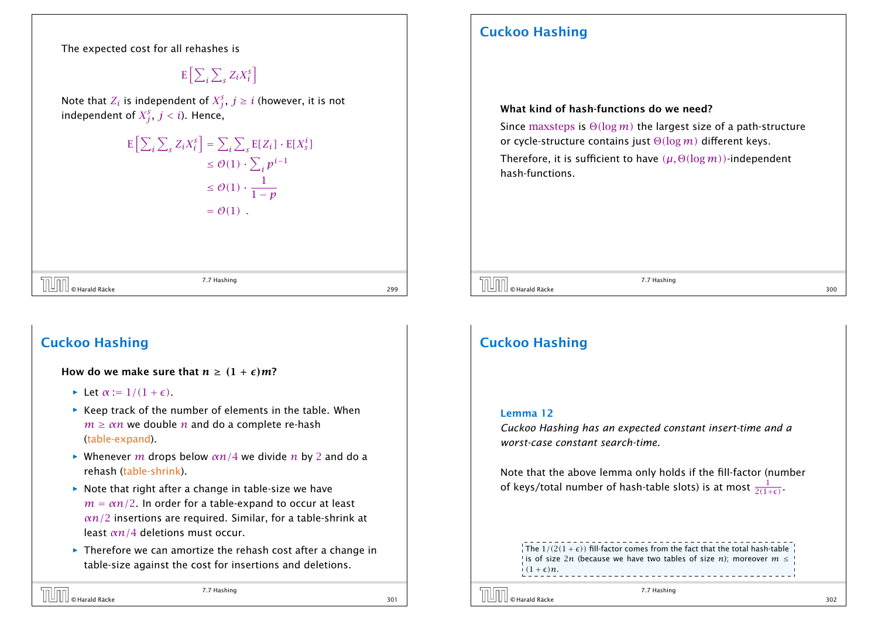The expected cost for all rehashes is

$$\mathrm{E}\Big[\sum_i \sum_s Z_i X_i^s\Big]$$

Note that $Z_i$ is independent of $X_j^s$, $j \geq i$ (however, it is not independent of $X_j^s$, $j < i$). Hence,

$$\begin{aligned}
\mathrm{E}\Big[\sum_i \sum_s Z_i X_i^s\Big] &= \sum_i \sum_s \mathrm{E}[Z_i] \cdot \mathrm{E}[X_s^i] \\
&\leq \mathcal{O}(1) \cdot \sum_i p^{i-1} \\
&\leq \mathcal{O}(1) \cdot \frac{1}{1-p} \\
&= \mathcal{O}(1) \enspace .
\end{aligned}$$

## Cuckoo Hashing

**What kind of hash-functions do we need?**

Since maxsteps is $\Theta(\log m)$ the largest size of a path-structure or cycle-structure contains just $\Theta(\log m)$ different keys.

Therefore, it is sufficient to have $(\mu, \Theta(\log m))$-independent hash-functions.

## Cuckoo Hashing

**How do we make sure that $n \geq (1+\epsilon)m$?**

- Let $\alpha := 1/(1+\epsilon)$.
- Keep track of the number of elements in the table. When $m \geq \alpha n$ we double $n$ and do a complete re-hash (table-expand).
- Whenever $m$ drops below $\alpha n/4$ we divide $n$ by $2$ and do a rehash (table-shrink).
- Note that right after a change in table-size we have $m = \alpha n/2$. In order for a table-expand to occur at least $\alpha n/2$ insertions are required. Similar, for a table-shrink at least $\alpha n/4$ deletions must occur.
- Therefore we can amortize the rehash cost after a change in table-size against the cost for insertions and deletions.

## Cuckoo Hashing

**Lemma 12**

*Cuckoo Hashing has an expected constant insert-time and a worst-case constant search-time.*

Note that the above lemma only holds if the fill-factor (number of keys/total number of hash-table slots) is at most $\frac{1}{2(1+\epsilon)}$.

The $1/(2(1+\epsilon))$ fill-factor comes from the fact that the total hash-table is of size $2n$ (because we have two tables of size $n$); moreover $m \leq (1+\epsilon)n$.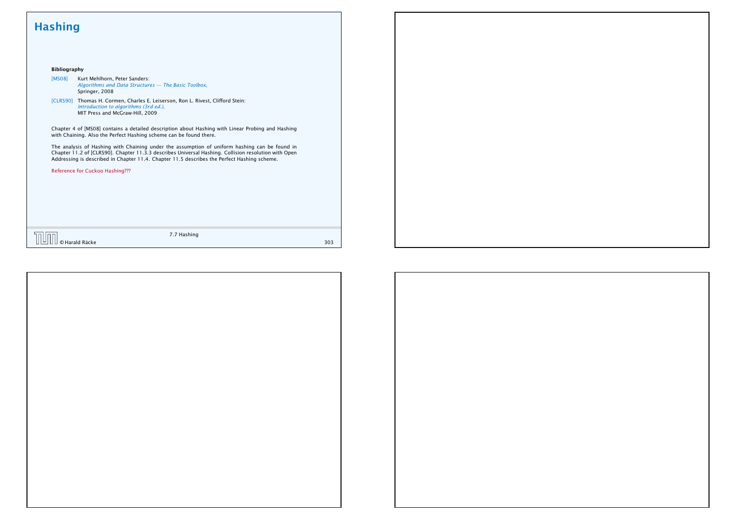# Hashing

**Bibliography**

[MS08] Kurt Mehlhorn, Peter Sanders:
*Algorithms and Data Structures — The Basic Toolbox,*
Springer, 2008

[CLRS90] Thomas H. Cormen, Charles E. Leiserson, Ron L. Rivest, Clifford Stein:
*Introduction to algorithms (3rd ed.),*
MIT Press and McGraw-Hill, 2009

Chapter 4 of [MS08] contains a detailed description about Hashing with Linear Probing and Hashing with Chaining. Also the Perfect Hashing scheme can be found there.

The analysis of Hashing with Chaining under the assumption of uniform hashing can be found in Chapter 11.2 of [CLRS90]. Chapter 11.3.3 describes Universal Hashing. Collision resolution with Open Addressing is described in Chapter 11.4. Chapter 11.5 describes the Perfect Hashing scheme.

Reference for Cuckoo Hashing???